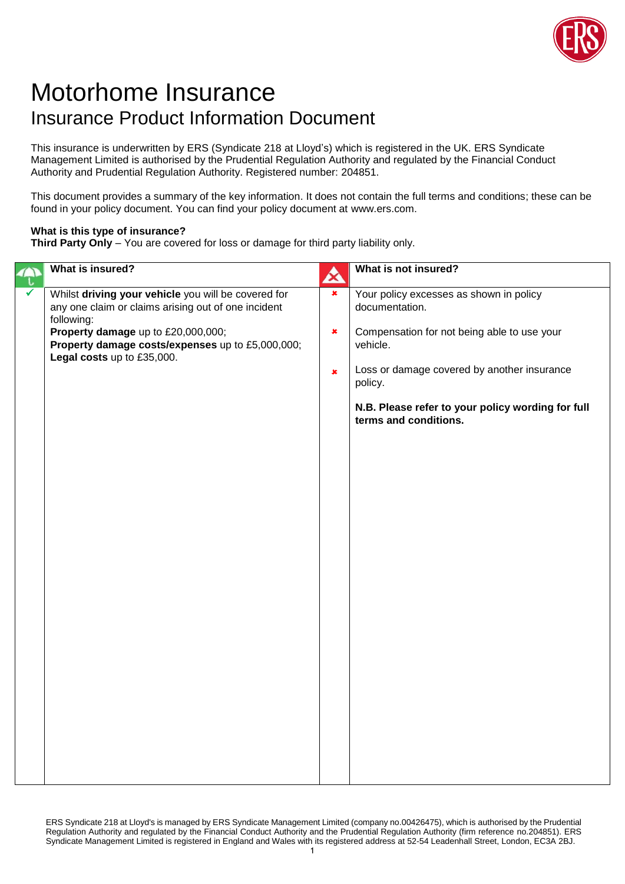# Motorhome Insurance

## Insurance Product Information Document

This insurance is underwritten by ERS (Syndicate 218 at Lloyd's) which is registered in the UK. ERS Syndicate Management Limited is authorised by the Prudential Regulation Authority and regulated by the Financial Conduct Authority and Prudential Regulation Authority. Registered number: 204851.

This document provides a summary of the key information. It does not contain the full terms and conditions; these can be found in your policy document. You can find your policy document at www.ers.com.

**What is this type of insurance?**
**Third Party Only** – You are covered for loss or damage for third party liability only.

| What is insured? | What is not insured? |
|---|---|
| ✓ Whilst **driving your vehicle** you will be covered for any one claim or claims arising out of one incident following:<br>**Property damage** up to £20,000,000;<br>**Property damage costs/expenses** up to £5,000,000;<br>**Legal costs** up to £35,000. | ✗ Your policy excesses as shown in policy documentation.<br><br>✗ Compensation for not being able to use your vehicle.<br><br>✗ Loss or damage covered by another insurance policy.<br><br>**N.B. Please refer to your policy wording for full terms and conditions.** |

ERS Syndicate 218 at Lloyd's is managed by ERS Syndicate Management Limited (company no.00426475), which is authorised by the Prudential Regulation Authority and regulated by the Financial Conduct Authority and the Prudential Regulation Authority (firm reference no.204851). ERS Syndicate Management Limited is registered in England and Wales with its registered address at 52-54 Leadenhall Street, London, EC3A 2BJ.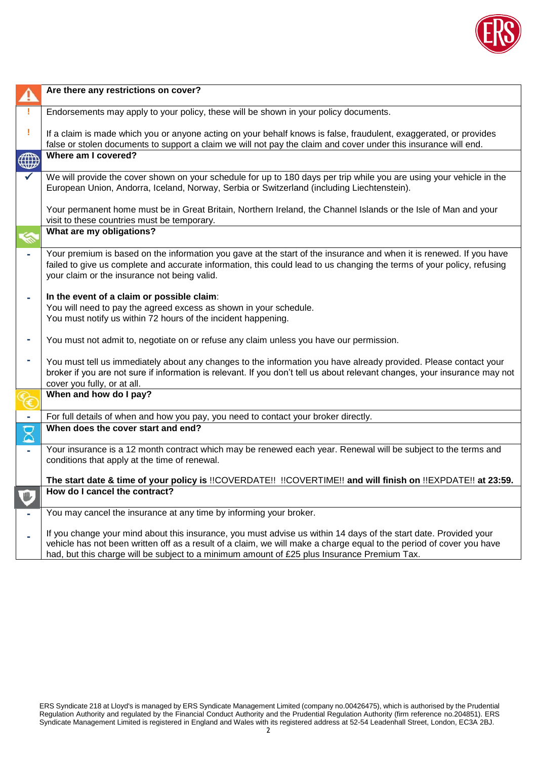## Are there any restrictions on cover?

- Endorsements may apply to your policy, these will be shown in your policy documents.
- If a claim is made which you or anyone acting on your behalf knows is false, fraudulent, exaggerated, or provides false or stolen documents to support a claim we will not pay the claim and cover under this insurance will end.

## Where am I covered?

- ✓ We will provide the cover shown on your schedule for up to 180 days per trip while you are using your vehicle in the European Union, Andorra, Iceland, Norway, Serbia or Switzerland (including Liechtenstein).

  Your permanent home must be in Great Britain, Northern Ireland, the Channel Islands or the Isle of Man and your visit to these countries must be temporary.

## What are my obligations?

- Your premium is based on the information you gave at the start of the insurance and when it is renewed. If you have failed to give us complete and accurate information, this could lead to us changing the terms of your policy, refusing your claim or the insurance not being valid.
- **In the event of a claim or possible claim**:
  You will need to pay the agreed excess as shown in your schedule.
  You must notify us within 72 hours of the incident happening.
- You must not admit to, negotiate on or refuse any claim unless you have our permission.
- You must tell us immediately about any changes to the information you have already provided. Please contact your broker if you are not sure if information is relevant. If you don't tell us about relevant changes, your insurance may not cover you fully, or at all.

## When and how do I pay?

- For full details of when and how you pay, you need to contact your broker directly.

## When does the cover start and end?

- Your insurance is a 12 month contract which may be renewed each year. Renewal will be subject to the terms and conditions that apply at the time of renewal.

  **The start date & time of your policy is** !!COVERDATE!! !!COVERTIME!! **and will finish on** !!EXPDATE!! **at 23:59.**

## How do I cancel the contract?

- You may cancel the insurance at any time by informing your broker.
- If you change your mind about this insurance, you must advise us within 14 days of the start date. Provided your vehicle has not been written off as a result of a claim, we will make a charge equal to the period of cover you have had, but this charge will be subject to a minimum amount of £25 plus Insurance Premium Tax.

ERS Syndicate 218 at Lloyd's is managed by ERS Syndicate Management Limited (company no.00426475), which is authorised by the Prudential Regulation Authority and regulated by the Financial Conduct Authority and the Prudential Regulation Authority (firm reference no.204851). ERS Syndicate Management Limited is registered in England and Wales with its registered address at 52-54 Leadenhall Street, London, EC3A 2BJ.